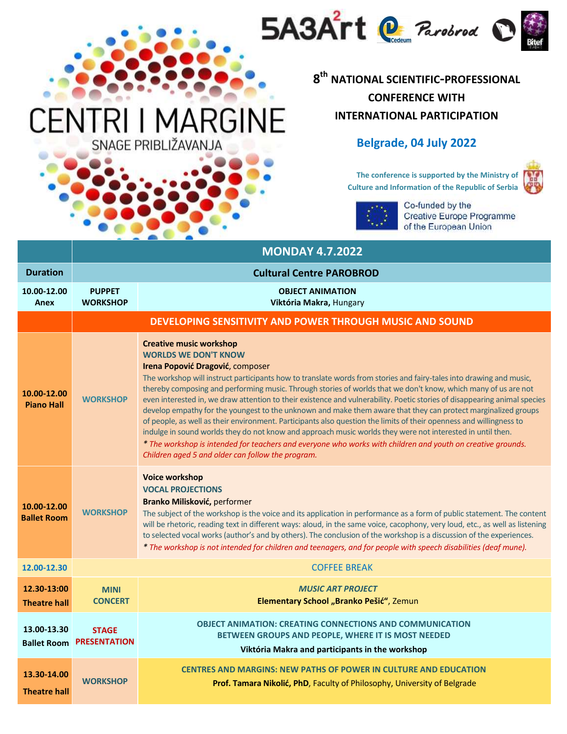5A3Art[2] Cedeum Parobrod Bitef

# CENTRI I MARGINE

SNAGE PRIBLIŽAVANJA

## 8th NATIONAL SCIENTIFIC-PROFESSIONAL CONFERENCE WITH INTERNATIONAL PARTICIPATION

**Belgrade, 04 July 2022**

The conference is supported by the Ministry of Culture and Information of the Republic of Serbia

Co-funded by the Creative Europe Programme of the European Union

| | MONDAY 4.7.2022 | |
|---|---|---|
| **Duration** | **Cultural Centre PAROBROD** | |
| **10.00-12.00 Anex** | **PUPPET WORKSHOP** | **OBJECT ANIMATION**<br>**Viktória Makra**, Hungary |
| | **DEVELOPING SENSITIVITY AND POWER THROUGH MUSIC AND SOUND** | |
| **10.00-12.00 Piano Hall** | **WORKSHOP** | **Creative music workshop**<br>**WORLDS WE DON'T KNOW**<br>**Irena Popović Dragović**, composer<br>The workshop will instruct participants how to translate words from stories and fairy-tales into drawing and music, thereby composing and performing music. Through stories of worlds that we don't know, which many of us are not even interested in, we draw attention to their existence and vulnerability. Poetic stories of disappearing animal species develop empathy for the youngest to the unknown and make them aware that they can protect marginalized groups of people, as well as their environment. Participants also question the limits of their openness and willingness to indulge in sound worlds they do not know and approach music worlds they were not interested in until then.<br>*\* The workshop is intended for teachers and everyone who works with children and youth on creative grounds. Children aged 5 and older can follow the program.* |
| **10.00-12.00 Ballet Room** | **WORKSHOP** | **Voice workshop**<br>**VOCAL PROJECTIONS**<br>**Branko Milisković,** performer<br>The subject of the workshop is the voice and its application in performance as a form of public statement. The content will be rhetoric, reading text in different ways: aloud, in the same voice, cacophony, very loud, etc., as well as listening to selected vocal works (author's and by others). The conclusion of the workshop is a discussion of the experiences.<br>*\* The workshop is not intended for children and teenagers, and for people with speech disabilities (deaf mune).* |
| 12.00-12.30 | COFFEE BREAK | |
| **12.30-13:00 Theatre hall** | **MINI CONCERT** | *MUSIC ART PROJECT*<br>**Elementary School „Branko Pešić“**, Zemun |
| **13.00-13.30 Ballet Room** | **STAGE PRESENTATION** | **OBJECT ANIMATION: CREATING CONNECTIONS AND COMMUNICATION BETWEEN GROUPS AND PEOPLE, WHERE IT IS MOST NEEDED**<br>**Viktória Makra and participants in the workshop** |
| **13.30-14.00 Theatre hall** | **WORKSHOP** | **CENTRES AND MARGINS: NEW PATHS OF POWER IN CULTURE AND EDUCATION**<br>**Prof. Tamara Nikolić, PhD**, Faculty of Philosophy, University of Belgrade |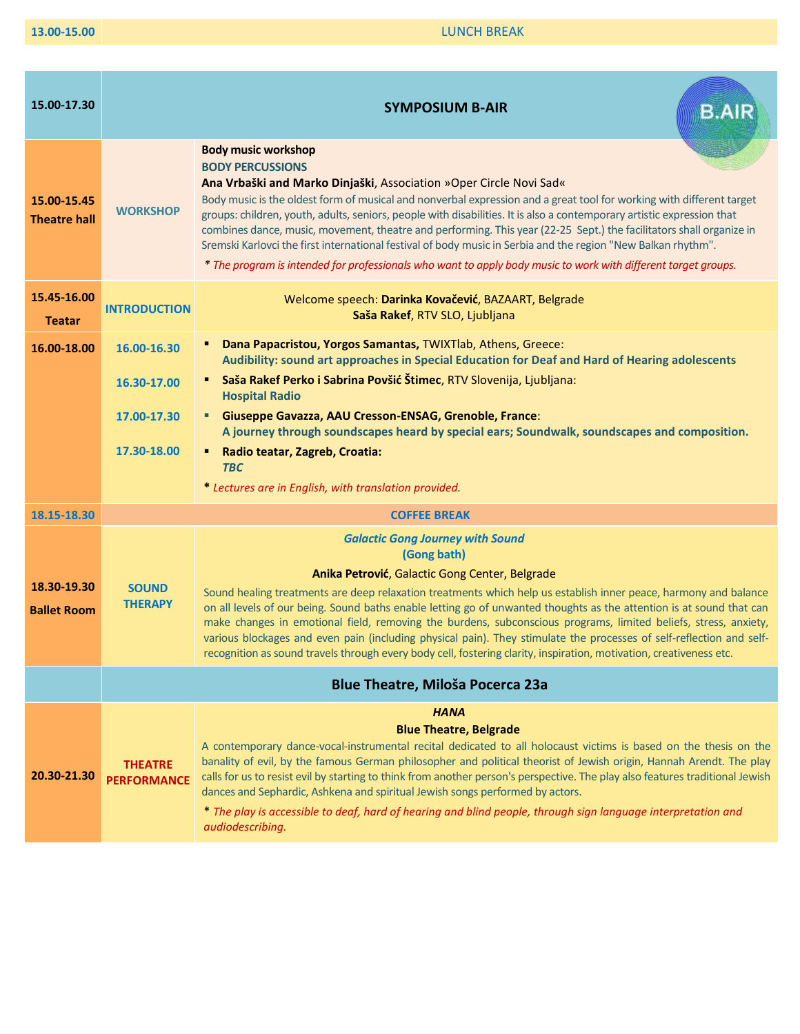| | | |
|---|---|---|
| 13.00-15.00 | LUNCH BREAK | |
| 15.00-17.30 | **SYMPOSIUM B-AIR** | |
| **15.00-15.45** **Theatre hall** | **WORKSHOP** | **Body music workshop** **BODY PERCUSSIONS** **Ana Vrbaški and Marko Dinjaški**, Association »Oper Circle Novi Sad« Body music is the oldest form of musical and nonverbal expression and a great tool for working with different target groups: children, youth, adults, seniors, people with disabilities. It is also a contemporary artistic expression that combines dance, music, movement, theatre and performing. This year (22-25 Sept.) the facilitators shall organize in Sremski Karlovci the first international festival of body music in Serbia and the region "New Balkan rhythm". *\* The program is intended for professionals who want to apply body music to work with different target groups.* |
| **15.45-16.00** **Teatar** | **INTRODUCTION** | Welcome speech: **Darinka Kovačević**, BAZAART, Belgrade **Saša Rakef**, RTV SLO, Ljubljana |
| **16.00-18.00** | **16.00-16.30** | **Dana Papacristou, Yorgos Samantas,** TWIXTlab, Athens, Greece: **Audibility: sound art approaches in Special Education for Deaf and Hard of Hearing adolescents** |
| | **16.30-17.00** | **Saša Rakef Perko i Sabrina Povšić Štimec**, RTV Slovenija, Ljubljana: **Hospital Radio** |
| | **17.00-17.30** | **Giuseppe Gavazza, AAU Cresson-ENSAG, Grenoble, France**: **A journey through soundscapes heard by special ears; Soundwalk, soundscapes and composition.** |
| | **17.30-18.00** | **Radio teatar, Zagreb, Croatia:** *TBC* *\* Lectures are in English, with translation provided.* |
| 18.15-18.30 | **COFFEE BREAK** | |
| **18.30-19.30** **Ballet Room** | **SOUND THERAPY** | ***Galactic Gong Journey with Sound*** **(Gong bath)** **Anika Petrović**, Galactic Gong Center, Belgrade Sound healing treatments are deep relaxation treatments which help us establish inner peace, harmony and balance on all levels of our being. Sound baths enable letting go of unwanted thoughts as the attention is at sound that can make changes in emotional field, removing the burdens, subconscious programs, limited beliefs, stress, anxiety, various blockages and even pain (including physical pain). They stimulate the processes of self-reflection and self-recognition as sound travels through every body cell, fostering clarity, inspiration, motivation, creativeness etc. |
| | **Blue Theatre, Miloša Pocerca 23a** | |
| **20.30-21.30** | **THEATRE PERFORMANCE** | ***HANA*** **Blue Theatre, Belgrade** A contemporary dance-vocal-instrumental recital dedicated to all holocaust victims is based on the thesis on the banality of evil, by the famous German philosopher and political theorist of Jewish origin, Hannah Arendt. The play calls for us to resist evil by starting to think from another person's perspective. The play also features traditional Jewish dances and Sephardic, Ashkena and spiritual Jewish songs performed by actors. *\* The play is accessible to deaf, hard of hearing and blind people, through sign language interpretation and audiodescribing.* |